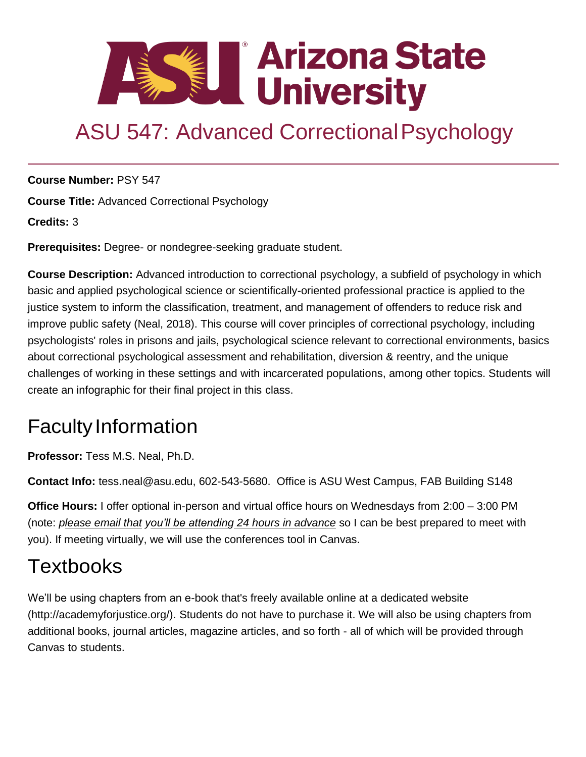# ASU 547: Advanced Correctional Psychology

**Course Number:** PSY 547

**Course Title:** Advanced Correctional Psychology

**Credits:** 3

**Prerequisites:** Degree- or nondegree-seeking graduate student.

**Course Description:** Advanced introduction to correctional psychology, a subfield of psychology in which basic and applied psychological science or scientifically-oriented professional practice is applied to the justice system to inform the classification, treatment, and management of offenders to reduce risk and improve public safety (Neal, 2018). This course will cover principles of correctional psychology, including psychologists' roles in prisons and jails, psychological science relevant to correctional environments, basics about correctional psychological assessment and rehabilitation, diversion & reentry, and the unique challenges of working in these settings and with incarcerated populations, among other topics. Students will create an infographic for their final project in this class.

## Faculty Information

**Professor:** Tess M.S. Neal, Ph.D.

**Contact Info:** tess.neal@asu.edu, 602-543-5680. Office is ASU West Campus, FAB Building S148

**Office Hours:** I offer optional in-person and virtual office hours on Wednesdays from 2:00 – 3:00 PM (note: *please email that you'll be attending 24 hours in advance* so I can be best prepared to meet with you). If meeting virtually, we will use the conferences tool in Canvas.

## Textbooks

We'll be using chapters from an e-book that's freely available online at a dedicated website (http://academyforjustice.org/). Students do not have to purchase it. We will also be using chapters from additional books, journal articles, magazine articles, and so forth - all of which will be provided through Canvas to students.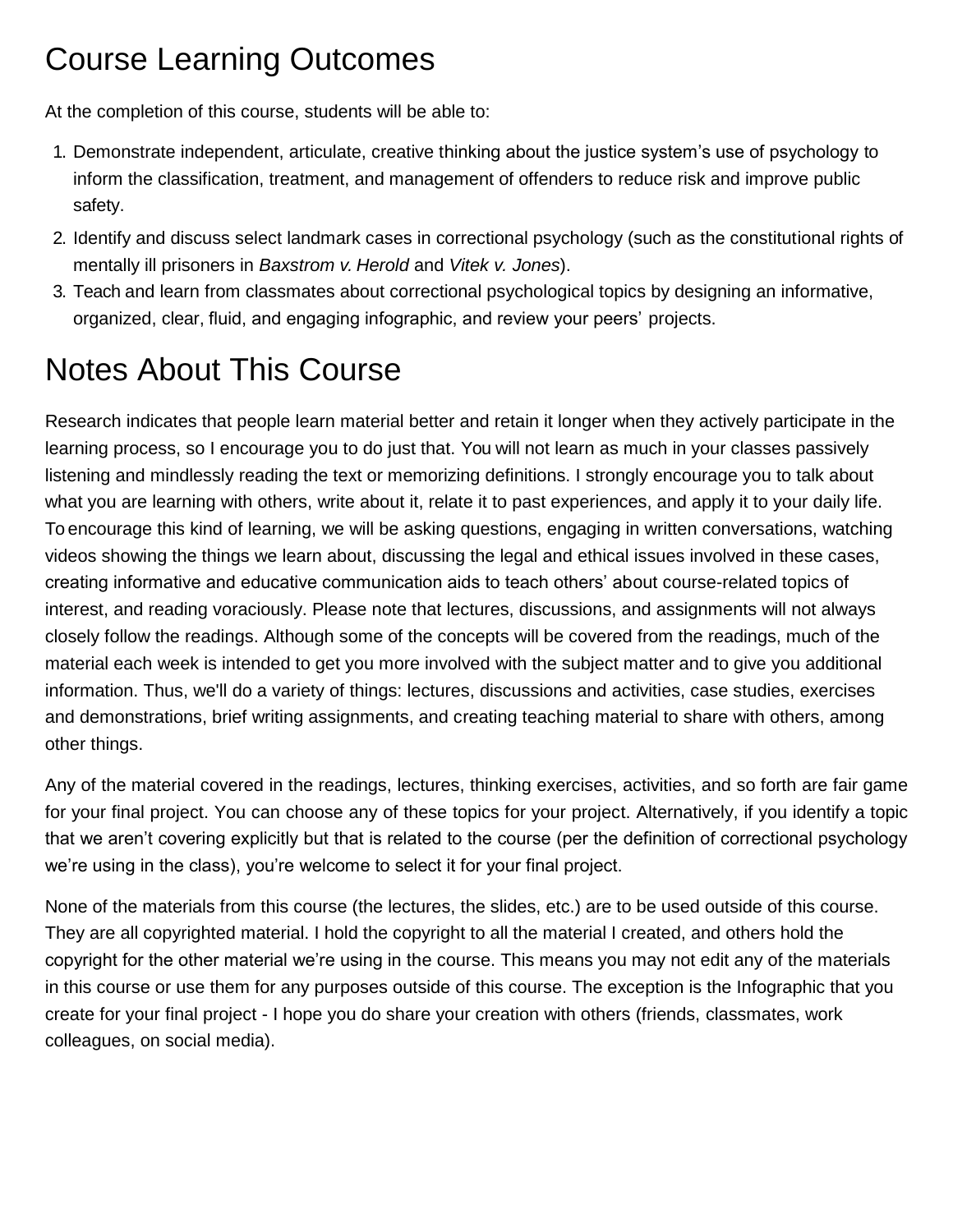## Course Learning Outcomes

At the completion of this course, students will be able to:

1. Demonstrate independent, articulate, creative thinking about the justice system's use of psychology to inform the classification, treatment, and management of offenders to reduce risk and improve public safety.
2. Identify and discuss select landmark cases in correctional psychology (such as the constitutional rights of mentally ill prisoners in *Baxstrom v. Herold* and *Vitek v. Jones*).
3. Teach and learn from classmates about correctional psychological topics by designing an informative, organized, clear, fluid, and engaging infographic, and review your peers' projects.

## Notes About This Course

Research indicates that people learn material better and retain it longer when they actively participate in the learning process, so I encourage you to do just that. You will not learn as much in your classes passively listening and mindlessly reading the text or memorizing definitions. I strongly encourage you to talk about what you are learning with others, write about it, relate it to past experiences, and apply it to your daily life. To encourage this kind of learning, we will be asking questions, engaging in written conversations, watching videos showing the things we learn about, discussing the legal and ethical issues involved in these cases, creating informative and educative communication aids to teach others' about course-related topics of interest, and reading voraciously. Please note that lectures, discussions, and assignments will not always closely follow the readings. Although some of the concepts will be covered from the readings, much of the material each week is intended to get you more involved with the subject matter and to give you additional information. Thus, we'll do a variety of things: lectures, discussions and activities, case studies, exercises and demonstrations, brief writing assignments, and creating teaching material to share with others, among other things.

Any of the material covered in the readings, lectures, thinking exercises, activities, and so forth are fair game for your final project. You can choose any of these topics for your project. Alternatively, if you identify a topic that we aren't covering explicitly but that is related to the course (per the definition of correctional psychology we're using in the class), you're welcome to select it for your final project.

None of the materials from this course (the lectures, the slides, etc.) are to be used outside of this course. They are all copyrighted material. I hold the copyright to all the material I created, and others hold the copyright for the other material we're using in the course. This means you may not edit any of the materials in this course or use them for any purposes outside of this course. The exception is the Infographic that you create for your final project - I hope you do share your creation with others (friends, classmates, work colleagues, on social media).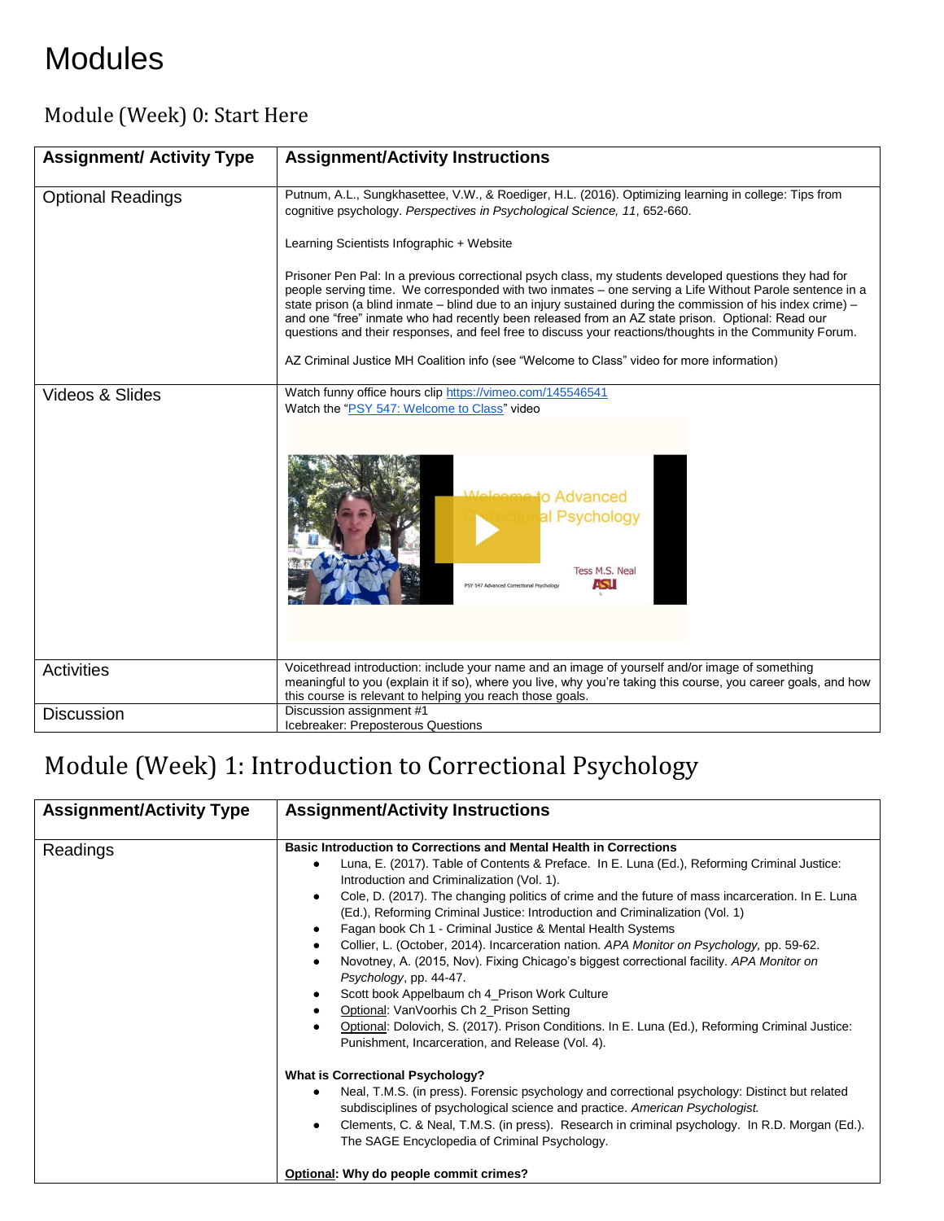# Modules

## Module (Week) 0: Start Here

| Assignment/ Activity Type | Assignment/Activity Instructions |
|---|---|
| Optional Readings | Putnum, A.L., Sungkhasettee, V.W., & Roediger, H.L. (2016). Optimizing learning in college: Tips from cognitive psychology. *Perspectives in Psychological Science, 11*, 652-660.<br><br>Learning Scientists Infographic + Website<br><br>Prisoner Pen Pal: In a previous correctional psych class, my students developed questions they had for people serving time. We corresponded with two inmates – one serving a Life Without Parole sentence in a state prison (a blind inmate – blind due to an injury sustained during the commission of his index crime) – and one "free" inmate who had recently been released from an AZ state prison. Optional: Read our questions and their responses, and feel free to discuss your reactions/thoughts in the Community Forum.<br><br>AZ Criminal Justice MH Coalition info (see "Welcome to Class" video for more information) |
| Videos & Slides | Watch funny office hours clip https://vimeo.com/145546541<br>Watch the "PSY 547: Welcome to Class" video |
| Activities | Voicethread introduction: include your name and an image of yourself and/or image of something meaningful to you (explain it if so), where you live, why you're taking this course, you career goals, and how this course is relevant to helping you reach those goals. |
| Discussion | Discussion assignment #1<br>Icebreaker: Preposterous Questions |

## Module (Week) 1: Introduction to Correctional Psychology

| Assignment/Activity Type | Assignment/Activity Instructions |
|---|---|
| Readings | **Basic Introduction to Corrections and Mental Health in Corrections**<br>• Luna, E. (2017). Table of Contents & Preface. In E. Luna (Ed.), Reforming Criminal Justice: Introduction and Criminalization (Vol. 1).<br>• Cole, D. (2017). The changing politics of crime and the future of mass incarceration. In E. Luna (Ed.), Reforming Criminal Justice: Introduction and Criminalization (Vol. 1)<br>• Fagan book Ch 1 - Criminal Justice & Mental Health Systems<br>• Collier, L. (October, 2014). Incarceration nation. *APA Monitor on Psychology,* pp. 59-62.<br>• Novotney, A. (2015, Nov). Fixing Chicago's biggest correctional facility. *APA Monitor on Psychology*, pp. 44-47.<br>• Scott book Appelbaum ch 4_Prison Work Culture<br>• Optional: VanVoorhis Ch 2_Prison Setting<br>• Optional: Dolovich, S. (2017). Prison Conditions. In E. Luna (Ed.), Reforming Criminal Justice: Punishment, Incarceration, and Release (Vol. 4).<br><br>**What is Correctional Psychology?**<br>• Neal, T.M.S. (in press). Forensic psychology and correctional psychology: Distinct but related subdisciplines of psychological science and practice. *American Psychologist.*<br>• Clements, C. & Neal, T.M.S. (in press). Research in criminal psychology. In R.D. Morgan (Ed.). The SAGE Encyclopedia of Criminal Psychology.<br><br>**Optional: Why do people commit crimes?** |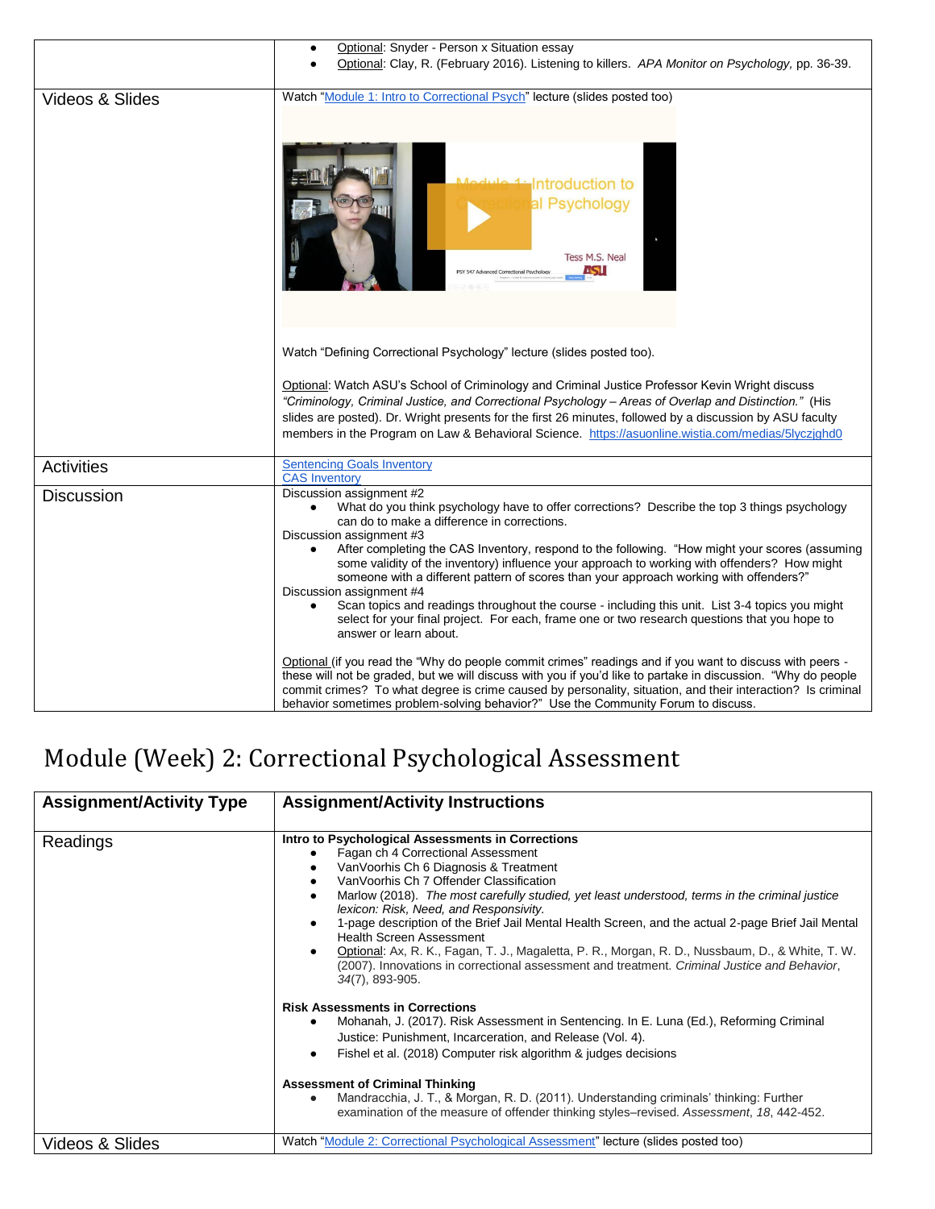| | |
|---|---|
| | • Optional: Snyder - Person x Situation essay<br>• Optional: Clay, R. (February 2016). Listening to killers. *APA Monitor on Psychology,* pp. 36-39. |
| Videos & Slides | Watch "Module 1: Intro to Correctional Psych" lecture (slides posted too)<br><br>Watch "Defining Correctional Psychology" lecture (slides posted too).<br><br>Optional: Watch ASU's School of Criminology and Criminal Justice Professor Kevin Wright discuss *"Criminology, Criminal Justice, and Correctional Psychology – Areas of Overlap and Distinction."* (His slides are posted). Dr. Wright presents for the first 26 minutes, followed by a discussion by ASU faculty members in the Program on Law & Behavioral Science. https://asuonline.wistia.com/medias/5lyczjghd0 |
| Activities | Sentencing Goals Inventory<br>CAS Inventory |
| Discussion | Discussion assignment #2<br>• What do you think psychology have to offer corrections? Describe the top 3 things psychology can do to make a difference in corrections.<br>Discussion assignment #3<br>• After completing the CAS Inventory, respond to the following. "How might your scores (assuming some validity of the inventory) influence your approach to working with offenders? How might someone with a different pattern of scores than your approach working with offenders?"<br>Discussion assignment #4<br>• Scan topics and readings throughout the course - including this unit. List 3-4 topics you might select for your final project. For each, frame one or two research questions that you hope to answer or learn about.<br><br>Optional (if you read the "Why do people commit crimes" readings and if you want to discuss with peers - these will not be graded, but we will discuss with you if you'd like to partake in discussion. "Why do people commit crimes? To what degree is crime caused by personality, situation, and their interaction? Is criminal behavior sometimes problem-solving behavior?" Use the Community Forum to discuss. |

# Module (Week) 2: Correctional Psychological Assessment

| **Assignment/Activity Type** | **Assignment/Activity Instructions** |
|---|---|
| Readings | **Intro to Psychological Assessments in Corrections**<br>• Fagan ch 4 Correctional Assessment<br>• VanVoorhis Ch 6 Diagnosis & Treatment<br>• VanVoorhis Ch 7 Offender Classification<br>• Marlow (2018). *The most carefully studied, yet least understood, terms in the criminal justice lexicon: Risk, Need, and Responsivity.*<br>• 1-page description of the Brief Jail Mental Health Screen, and the actual 2-page Brief Jail Mental Health Screen Assessment<br>• Optional: Ax, R. K., Fagan, T. J., Magaletta, P. R., Morgan, R. D., Nussbaum, D., & White, T. W. (2007). Innovations in correctional assessment and treatment. *Criminal Justice and Behavior*, *34*(7), 893-905.<br><br>**Risk Assessments in Corrections**<br>• Mohanah, J. (2017). Risk Assessment in Sentencing. In E. Luna (Ed.), Reforming Criminal Justice: Punishment, Incarceration, and Release (Vol. 4).<br>• Fishel et al. (2018) Computer risk algorithm & judges decisions<br><br>**Assessment of Criminal Thinking**<br>• Mandracchia, J. T., & Morgan, R. D. (2011). Understanding criminals' thinking: Further examination of the measure of offender thinking styles–revised. *Assessment*, *18*, 442-452. |
| Videos & Slides | Watch "Module 2: Correctional Psychological Assessment" lecture (slides posted too) |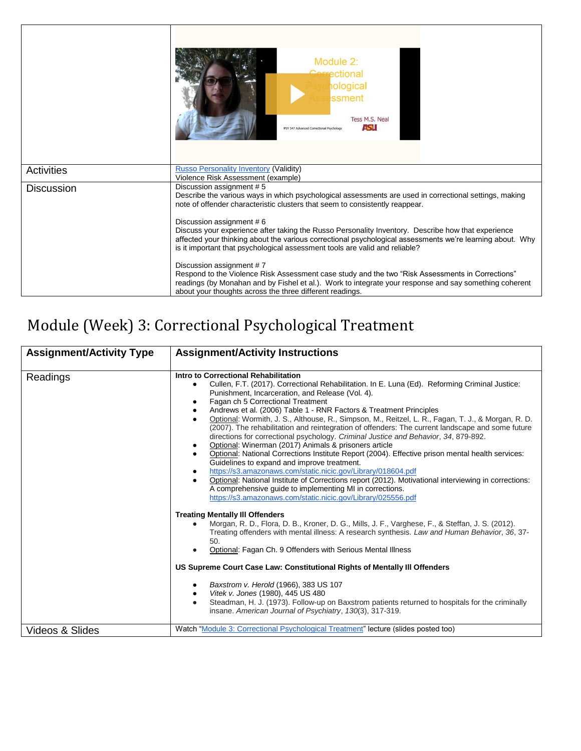| | |
|---|---|
| | |
| Activities | Russo Personality Inventory (Validity)<br>Violence Risk Assessment (example) |
| Discussion | Discussion assignment # 5<br>Describe the various ways in which psychological assessments are used in correctional settings, making note of offender characteristic clusters that seem to consistently reappear.<br><br>Discussion assignment # 6<br>Discuss your experience after taking the Russo Personality Inventory. Describe how that experience affected your thinking about the various correctional psychological assessments we're learning about. Why is it important that psychological assessment tools are valid and reliable?<br><br>Discussion assignment # 7<br>Respond to the Violence Risk Assessment case study and the two "Risk Assessments in Corrections" readings (by Monahan and by Fishel et al.). Work to integrate your response and say something coherent about your thoughts across the three different readings. |

## Module (Week) 3: Correctional Psychological Treatment

| Assignment/Activity Type | Assignment/Activity Instructions |
|---|---|
| Readings | **Intro to Correctional Rehabilitation**<br>• Cullen, F.T. (2017). Correctional Rehabilitation. In E. Luna (Ed). Reforming Criminal Justice: Punishment, Incarceration, and Release (Vol. 4).<br>• Fagan ch 5 Correctional Treatment<br>• Andrews et al. (2006) Table 1 - RNR Factors & Treatment Principles<br>• Optional: Wormith, J. S., Althouse, R., Simpson, M., Reitzel, L. R., Fagan, T. J., & Morgan, R. D. (2007). The rehabilitation and reintegration of offenders: The current landscape and some future directions for correctional psychology. *Criminal Justice and Behavior*, *34*, 879-892.<br>• Optional: Winerman (2017) Animals & prisoners article<br>• Optional: National Corrections Institute Report (2004). Effective prison mental health services: Guidelines to expand and improve treatment.<br>• https://s3.amazonaws.com/static.nicic.gov/Library/018604.pdf<br>• Optional: National Institute of Corrections report (2012). Motivational interviewing in corrections: A comprehensive guide to implementing MI in corrections. https://s3.amazonaws.com/static.nicic.gov/Library/025556.pdf<br><br>**Treating Mentally Ill Offenders**<br>• Morgan, R. D., Flora, D. B., Kroner, D. G., Mills, J. F., Varghese, F., & Steffan, J. S. (2012). Treating offenders with mental illness: A research synthesis. *Law and Human Behavior*, *36*, 37-50.<br>• Optional: Fagan Ch. 9 Offenders with Serious Mental Illness<br><br>**US Supreme Court Case Law: Constitutional Rights of Mentally Ill Offenders**<br>• *Baxstrom v. Herold* (1966), 383 US 107<br>• *Vitek v. Jones* (1980), 445 US 480<br>• Steadman, H. J. (1973). Follow-up on Baxstrom patients returned to hospitals for the criminally insane. *American Journal of Psychiatry*, *130*(3), 317-319. |
| Videos & Slides | Watch "Module 3: Correctional Psychological Treatment" lecture (slides posted too) |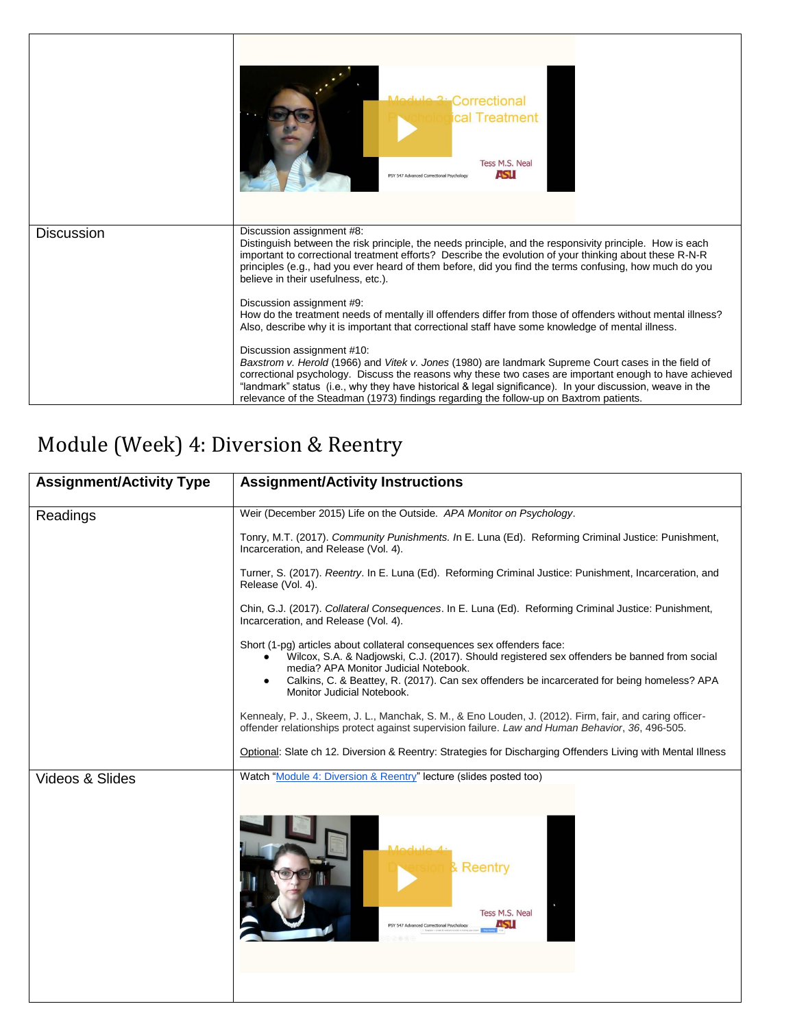| | |
|---|---|
| | |
| Discussion | Discussion assignment #8:<br>Distinguish between the risk principle, the needs principle, and the responsivity principle. How is each important to correctional treatment efforts? Describe the evolution of your thinking about these R-N-R principles (e.g., had you ever heard of them before, did you find the terms confusing, how much do you believe in their usefulness, etc.).<br><br>Discussion assignment #9:<br>How do the treatment needs of mentally ill offenders differ from those of offenders without mental illness? Also, describe why it is important that correctional staff have some knowledge of mental illness.<br><br>Discussion assignment #10:<br>*Baxstrom v. Herold* (1966) and *Vitek v. Jones* (1980) are landmark Supreme Court cases in the field of correctional psychology. Discuss the reasons why these two cases are important enough to have achieved "landmark" status (i.e., why they have historical & legal significance). In your discussion, weave in the relevance of the Steadman (1973) findings regarding the follow-up on Baxtrom patients. |

## Module (Week) 4: Diversion & Reentry

| Assignment/Activity Type | Assignment/Activity Instructions |
|---|---|
| Readings | Weir (December 2015) Life on the Outside. *APA Monitor on Psychology*.<br><br>Tonry, M.T. (2017). *Community Punishments. I*n E. Luna (Ed). Reforming Criminal Justice: Punishment, Incarceration, and Release (Vol. 4).<br><br>Turner, S. (2017). *Reentry*. In E. Luna (Ed). Reforming Criminal Justice: Punishment, Incarceration, and Release (Vol. 4).<br><br>Chin, G.J. (2017). *Collateral Consequences*. In E. Luna (Ed). Reforming Criminal Justice: Punishment, Incarceration, and Release (Vol. 4).<br><br>Short (1-pg) articles about collateral consequences sex offenders face:<br>• Wilcox, S.A. & Nadjowski, C.J. (2017). Should registered sex offenders be banned from social media? APA Monitor Judicial Notebook.<br>• Calkins, C. & Beattey, R. (2017). Can sex offenders be incarcerated for being homeless? APA Monitor Judicial Notebook.<br><br>Kennealy, P. J., Skeem, J. L., Manchak, S. M., & Eno Louden, J. (2012). Firm, fair, and caring officer-offender relationships protect against supervision failure. *Law and Human Behavior*, *36*, 496-505.<br><br>Optional: Slate ch 12. Diversion & Reentry: Strategies for Discharging Offenders Living with Mental Illness |
| Videos & Slides | Watch "Module 4: Diversion & Reentry" lecture (slides posted too) |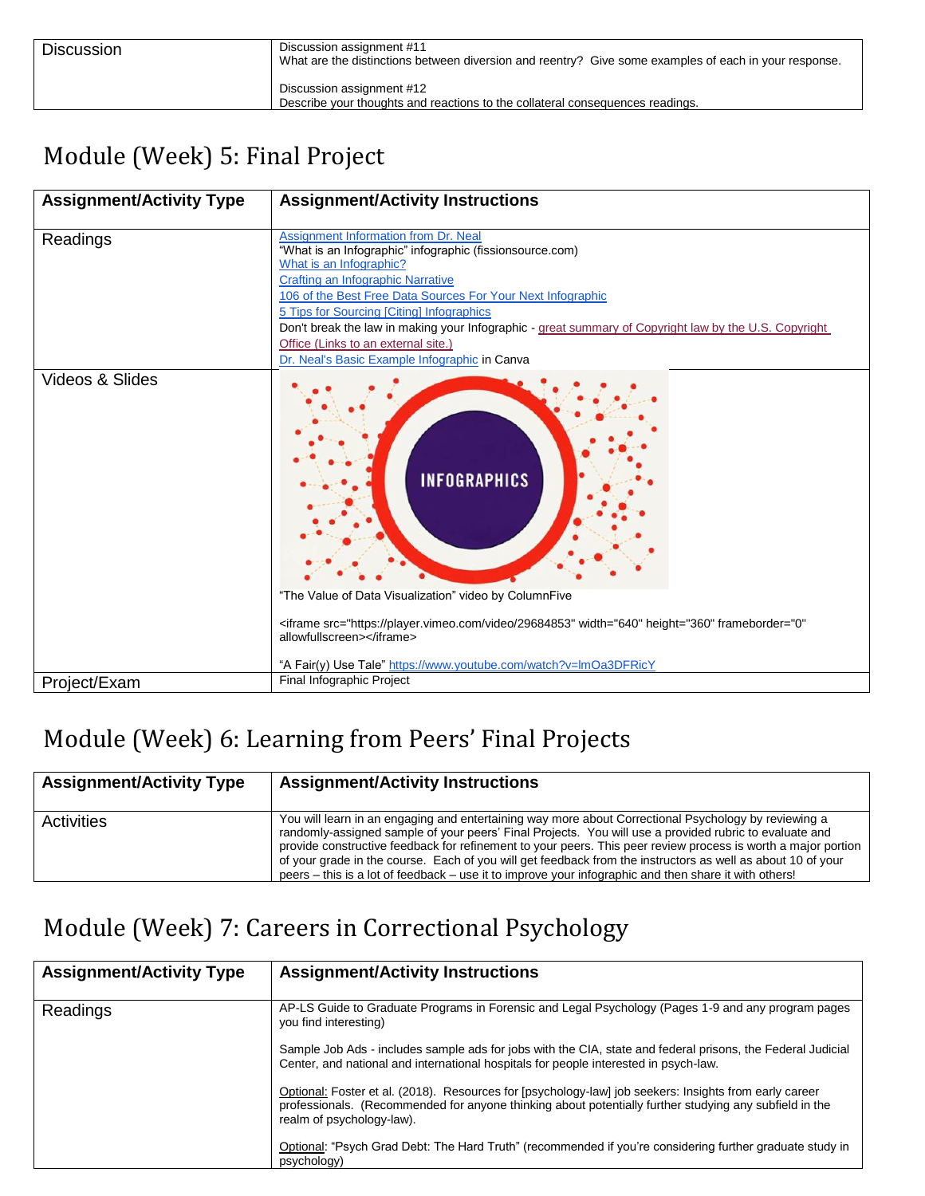| Discussion | Discussion assignment #11<br>What are the distinctions between diversion and reentry? Give some examples of each in your response.<br><br>Discussion assignment #12<br>Describe your thoughts and reactions to the collateral consequences readings. |
|---|---|

## Module (Week) 5: Final Project

| Assignment/Activity Type | Assignment/Activity Instructions |
|---|---|
| Readings | Assignment Information from Dr. Neal<br>"What is an Infographic" infographic (fissionsource.com)<br>What is an Infographic?<br>Crafting an Infographic Narrative<br>106 of the Best Free Data Sources For Your Next Infographic<br>5 Tips for Sourcing [Citing] Infographics<br>Don't break the law in making your Infographic - great summary of Copyright law by the U.S. Copyright Office (Links to an external site.)<br>Dr. Neal's Basic Example Infographic in Canva |
| Videos & Slides | "The Value of Data Visualization" video by ColumnFive<br><br>`<iframe src="https://player.vimeo.com/video/29684853" width="640" height="360" frameborder="0" allowfullscreen></iframe>`<br><br>"A Fair(y) Use Tale" https://www.youtube.com/watch?v=lmOa3DFRicY |
| Project/Exam | Final Infographic Project |

## Module (Week) 6: Learning from Peers' Final Projects

| Assignment/Activity Type | Assignment/Activity Instructions |
|---|---|
| Activities | You will learn in an engaging and entertaining way more about Correctional Psychology by reviewing a randomly-assigned sample of your peers' Final Projects. You will use a provided rubric to evaluate and provide constructive feedback for refinement to your peers. This peer review process is worth a major portion of your grade in the course. Each of you will get feedback from the instructors as well as about 10 of your peers – this is a lot of feedback – use it to improve your infographic and then share it with others! |

## Module (Week) 7: Careers in Correctional Psychology

| Assignment/Activity Type | Assignment/Activity Instructions |
|---|---|
| Readings | AP-LS Guide to Graduate Programs in Forensic and Legal Psychology (Pages 1-9 and any program pages you find interesting)<br><br>Sample Job Ads - includes sample ads for jobs with the CIA, state and federal prisons, the Federal Judicial Center, and national and international hospitals for people interested in psych-law.<br><br>Optional: Foster et al. (2018). Resources for [psychology-law] job seekers: Insights from early career professionals. (Recommended for anyone thinking about potentially further studying any subfield in the realm of psychology-law).<br><br>Optional: "Psych Grad Debt: The Hard Truth" (recommended if you're considering further graduate study in psychology) |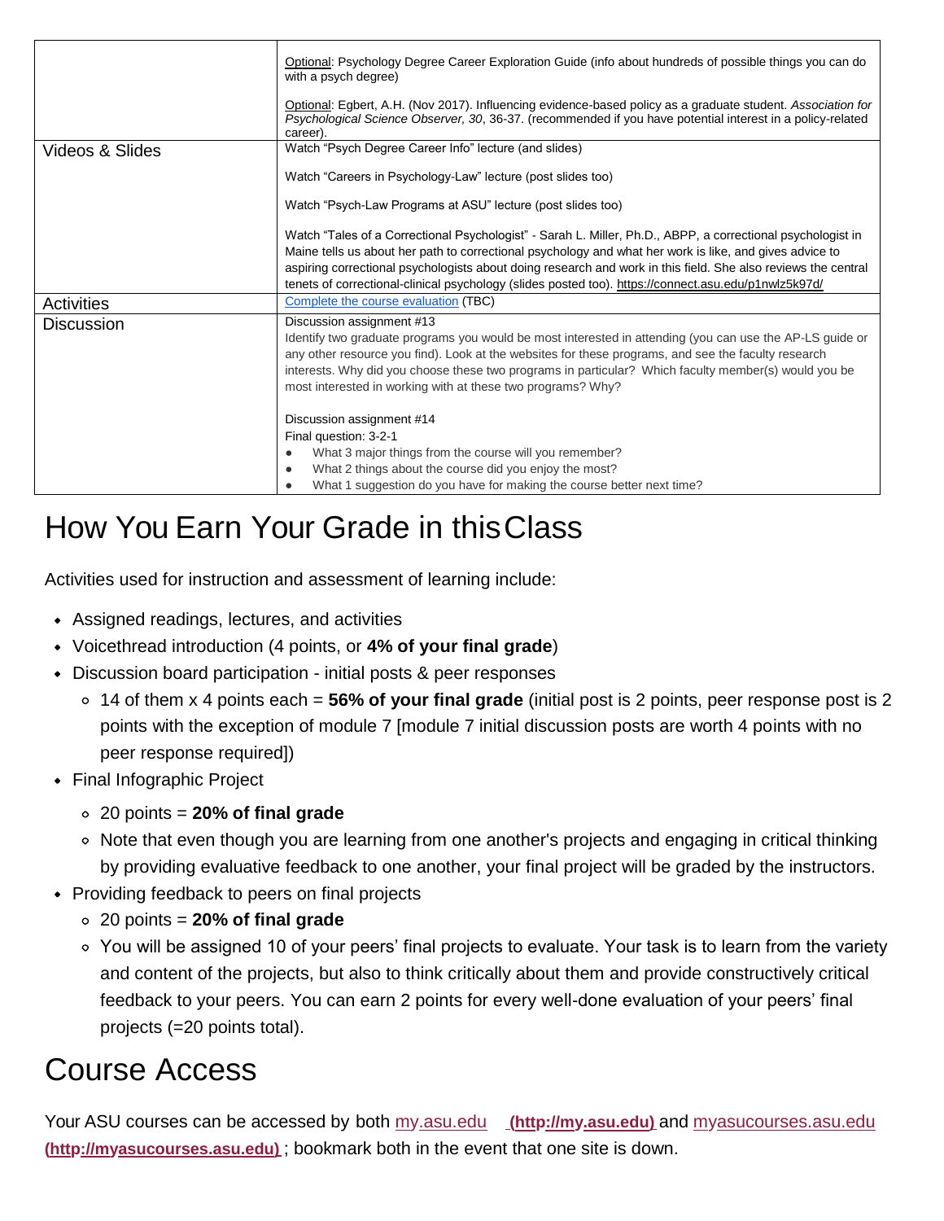| | |
|---|---|
| | Optional: Psychology Degree Career Exploration Guide (info about hundreds of possible things you can do with a psych degree)<br><br>Optional: Egbert, A.H. (Nov 2017). Influencing evidence-based policy as a graduate student. *Association for Psychological Science Observer, 30*, 36-37. (recommended if you have potential interest in a policy-related career). |
| Videos & Slides | Watch "Psych Degree Career Info" lecture (and slides)<br><br>Watch "Careers in Psychology-Law" lecture (post slides too)<br><br>Watch "Psych-Law Programs at ASU" lecture (post slides too)<br><br>Watch "Tales of a Correctional Psychologist" - Sarah L. Miller, Ph.D., ABPP, a correctional psychologist in Maine tells us about her path to correctional psychology and what her work is like, and gives advice to aspiring correctional psychologists about doing research and work in this field. She also reviews the central tenets of correctional-clinical psychology (slides posted too). https://connect.asu.edu/p1nwlz5k97d/ |
| Activities | Complete the course evaluation (TBC) |
| Discussion | Discussion assignment #13<br>Identify two graduate programs you would be most interested in attending (you can use the AP-LS guide or any other resource you find). Look at the websites for these programs, and see the faculty research interests. Why did you choose these two programs in particular? Which faculty member(s) would you be most interested in working with at these two programs? Why?<br><br>Discussion assignment #14<br>Final question: 3-2-1<br>• What 3 major things from the course will you remember?<br>• What 2 things about the course did you enjoy the most?<br>• What 1 suggestion do you have for making the course better next time? |

# How You Earn Your Grade in this Class

Activities used for instruction and assessment of learning include:

- Assigned readings, lectures, and activities
- Voicethread introduction (4 points, or **4% of your final grade**)
- Discussion board participation - initial posts & peer responses
  - 14 of them x 4 points each = **56% of your final grade** (initial post is 2 points, peer response post is 2 points with the exception of module 7 [module 7 initial discussion posts are worth 4 points with no peer response required])
- Final Infographic Project
  - 20 points = **20% of final grade**
  - Note that even though you are learning from one another's projects and engaging in critical thinking by providing evaluative feedback to one another, your final project will be graded by the instructors.
- Providing feedback to peers on final projects
  - 20 points = **20% of final grade**
  - You will be assigned 10 of your peers' final projects to evaluate. Your task is to learn from the variety and content of the projects, but also to think critically about them and provide constructively critical feedback to your peers. You can earn 2 points for every well-done evaluation of your peers' final projects (=20 points total).

# Course Access

Your ASU courses can be accessed by both my.asu.edu **(http://my.asu.edu)** and myasucourses.asu.edu **(http://myasucourses.asu.edu)** ; bookmark both in the event that one site is down.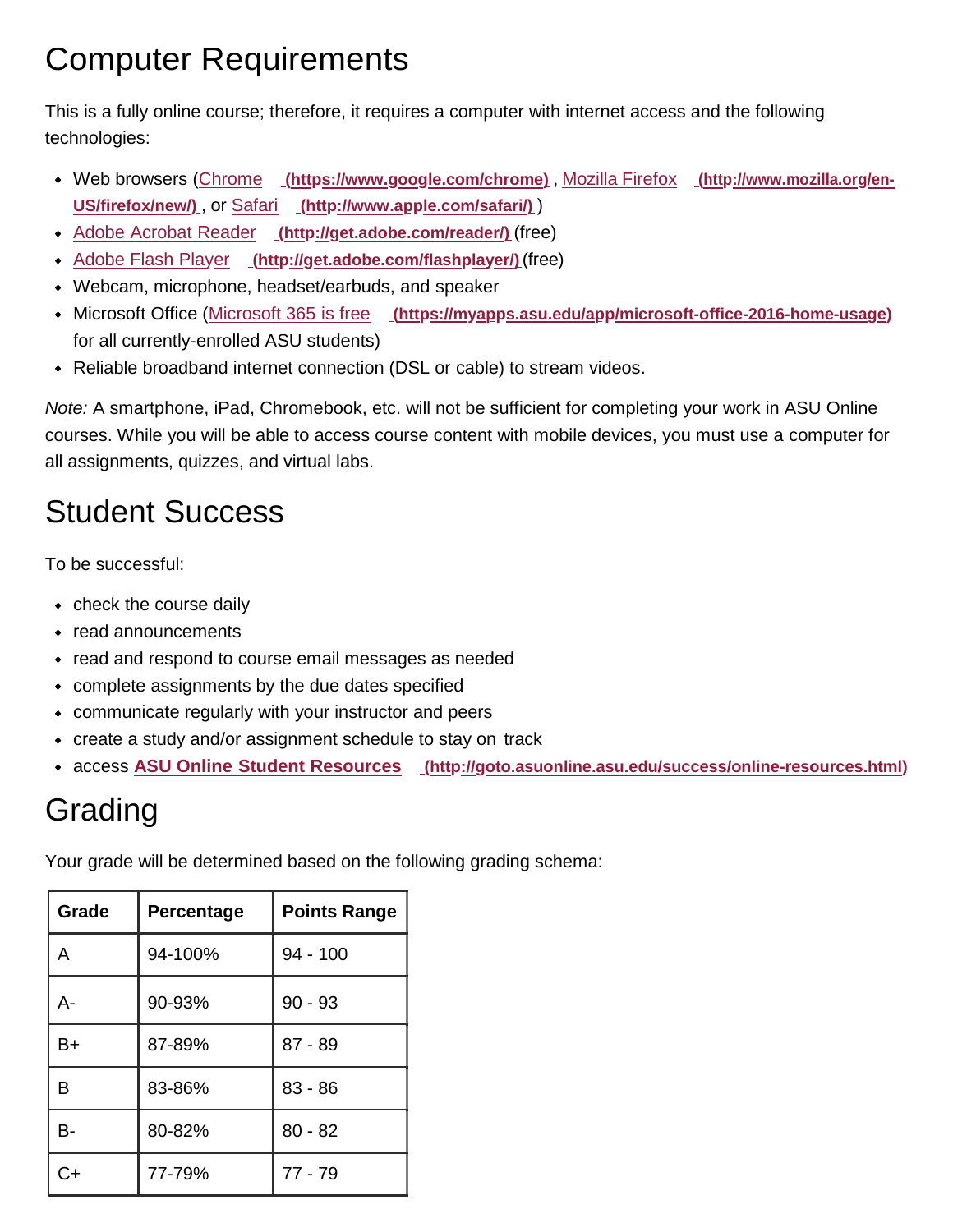# Computer Requirements

This is a fully online course; therefore, it requires a computer with internet access and the following technologies:

- Web browsers (Chrome (https://www.google.com/chrome), Mozilla Firefox (http://www.mozilla.org/en-US/firefox/new/), or Safari (http://www.apple.com/safari/))
- Adobe Acrobat Reader (http://get.adobe.com/reader/) (free)
- Adobe Flash Player (http://get.adobe.com/flashplayer/) (free)
- Webcam, microphone, headset/earbuds, and speaker
- Microsoft Office (Microsoft 365 is free (https://myapps.asu.edu/app/microsoft-office-2016-home-usage) for all currently-enrolled ASU students)
- Reliable broadband internet connection (DSL or cable) to stream videos.

*Note:* A smartphone, iPad, Chromebook, etc. will not be sufficient for completing your work in ASU Online courses. While you will be able to access course content with mobile devices, you must use a computer for all assignments, quizzes, and virtual labs.

# Student Success

To be successful:

- check the course daily
- read announcements
- read and respond to course email messages as needed
- complete assignments by the due dates specified
- communicate regularly with your instructor and peers
- create a study and/or assignment schedule to stay on track
- access **ASU Online Student Resources** (http://goto.asuonline.asu.edu/success/online-resources.html)

# Grading

Your grade will be determined based on the following grading schema:

| Grade | Percentage | Points Range |
|---|---|---|
| A | 94-100% | 94 - 100 |
| A- | 90-93% | 90 - 93 |
| B+ | 87-89% | 87 - 89 |
| B | 83-86% | 83 - 86 |
| B- | 80-82% | 80 - 82 |
| C+ | 77-79% | 77 - 79 |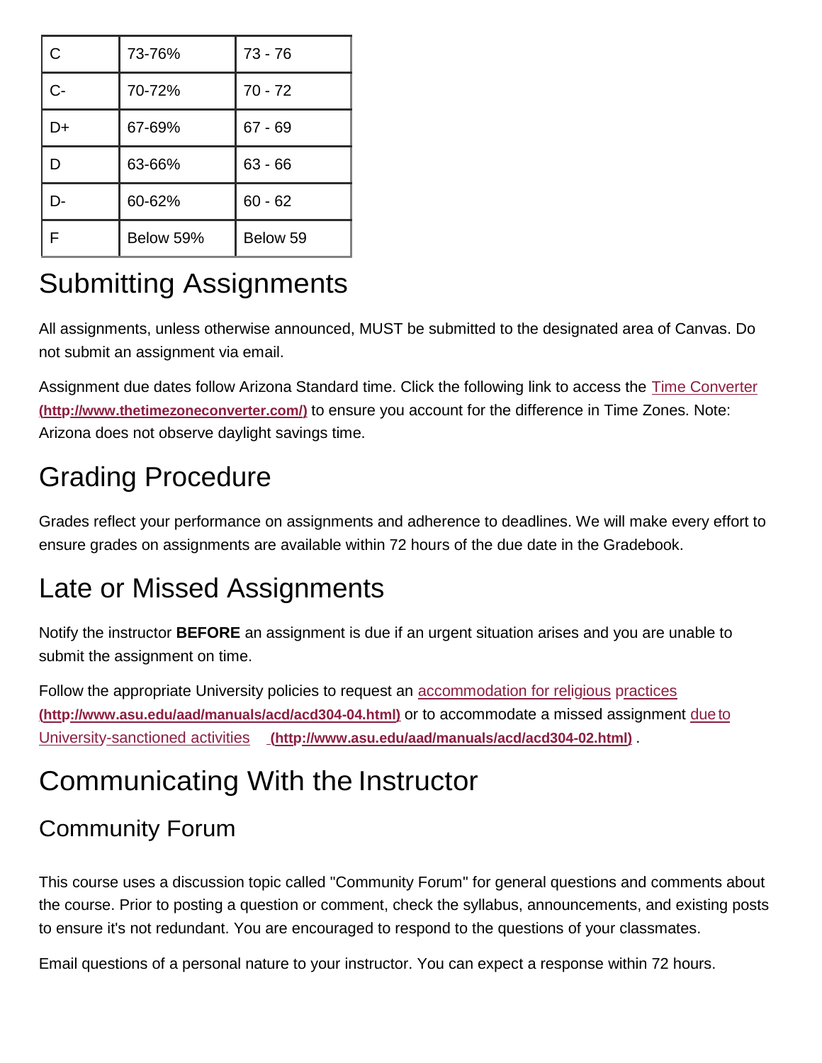| C | 73-76% | 73 - 76 |
|---|---|---|
| C- | 70-72% | 70 - 72 |
| D+ | 67-69% | 67 - 69 |
| D | 63-66% | 63 - 66 |
| D- | 60-62% | 60 - 62 |
| F | Below 59% | Below 59 |

# Submitting Assignments

All assignments, unless otherwise announced, MUST be submitted to the designated area of Canvas. Do not submit an assignment via email.

Assignment due dates follow Arizona Standard time. Click the following link to access the Time Converter **(http://www.thetimezoneconverter.com/)** to ensure you account for the difference in Time Zones. Note: Arizona does not observe daylight savings time.

# Grading Procedure

Grades reflect your performance on assignments and adherence to deadlines. We will make every effort to ensure grades on assignments are available within 72 hours of the due date in the Gradebook.

# Late or Missed Assignments

Notify the instructor **BEFORE** an assignment is due if an urgent situation arises and you are unable to submit the assignment on time.

Follow the appropriate University policies to request an accommodation for religious practices **(http://www.asu.edu/aad/manuals/acd/acd304-04.html)** or to accommodate a missed assignment due to University-sanctioned activities **(http://www.asu.edu/aad/manuals/acd/acd304-02.html)** .

# Communicating With the Instructor

## Community Forum

This course uses a discussion topic called "Community Forum" for general questions and comments about the course. Prior to posting a question or comment, check the syllabus, announcements, and existing posts to ensure it's not redundant. You are encouraged to respond to the questions of your classmates.

Email questions of a personal nature to your instructor. You can expect a response within 72 hours.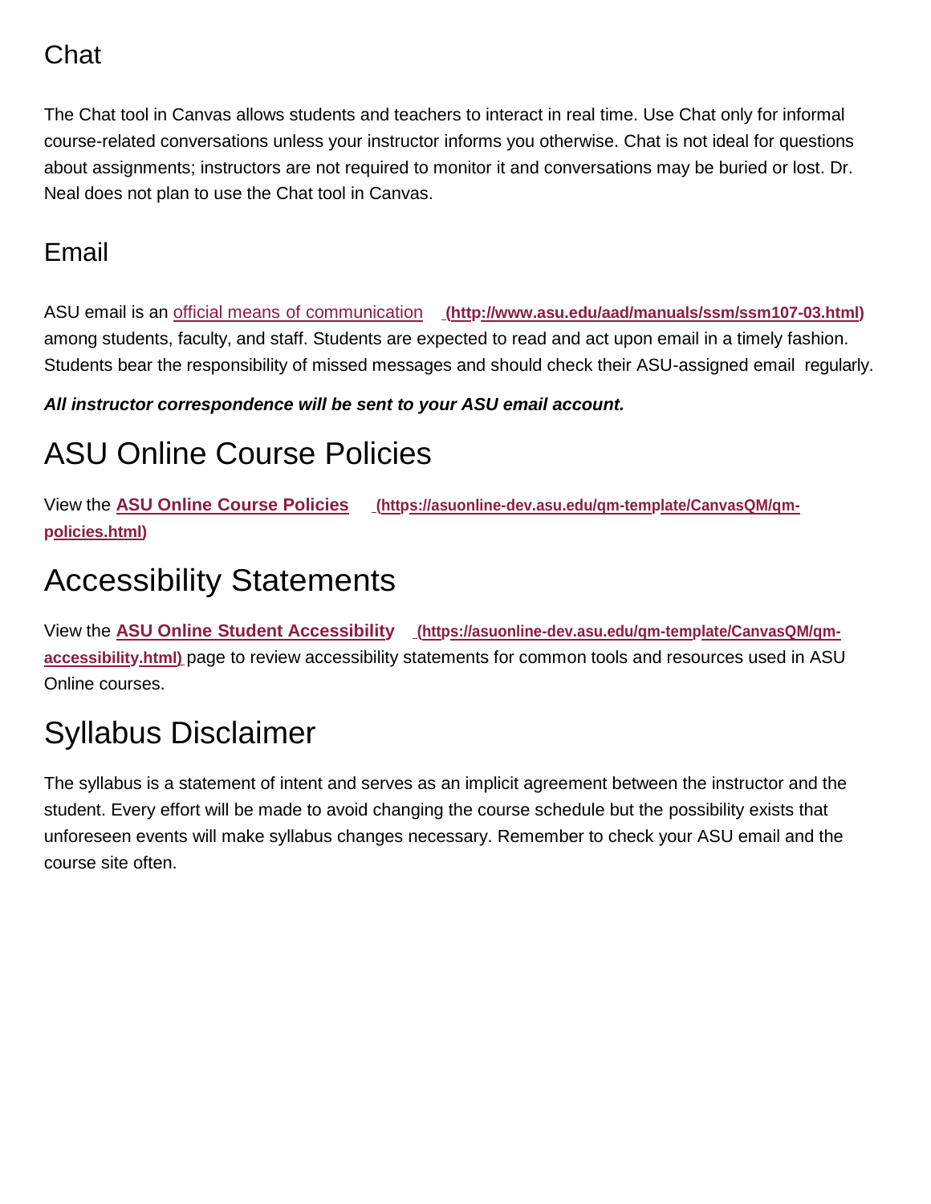## Chat

The Chat tool in Canvas allows students and teachers to interact in real time. Use Chat only for informal course-related conversations unless your instructor informs you otherwise. Chat is not ideal for questions about assignments; instructors are not required to monitor it and conversations may be buried or lost. Dr. Neal does not plan to use the Chat tool in Canvas.

## Email

ASU email is an official means of communication (http://www.asu.edu/aad/manuals/ssm/ssm107-03.html) among students, faculty, and staff. Students are expected to read and act upon email in a timely fashion. Students bear the responsibility of missed messages and should check their ASU-assigned email regularly.

***All instructor correspondence will be sent to your ASU email account.***

# ASU Online Course Policies

View the **ASU Online Course Policies** (https://asuonline-dev.asu.edu/qm-template/CanvasQM/qm-policies.html)

# Accessibility Statements

View the **ASU Online Student Accessibility** (https://asuonline-dev.asu.edu/qm-template/CanvasQM/qm-accessibility.html) page to review accessibility statements for common tools and resources used in ASU Online courses.

# Syllabus Disclaimer

The syllabus is a statement of intent and serves as an implicit agreement between the instructor and the student. Every effort will be made to avoid changing the course schedule but the possibility exists that unforeseen events will make syllabus changes necessary. Remember to check your ASU email and the course site often.